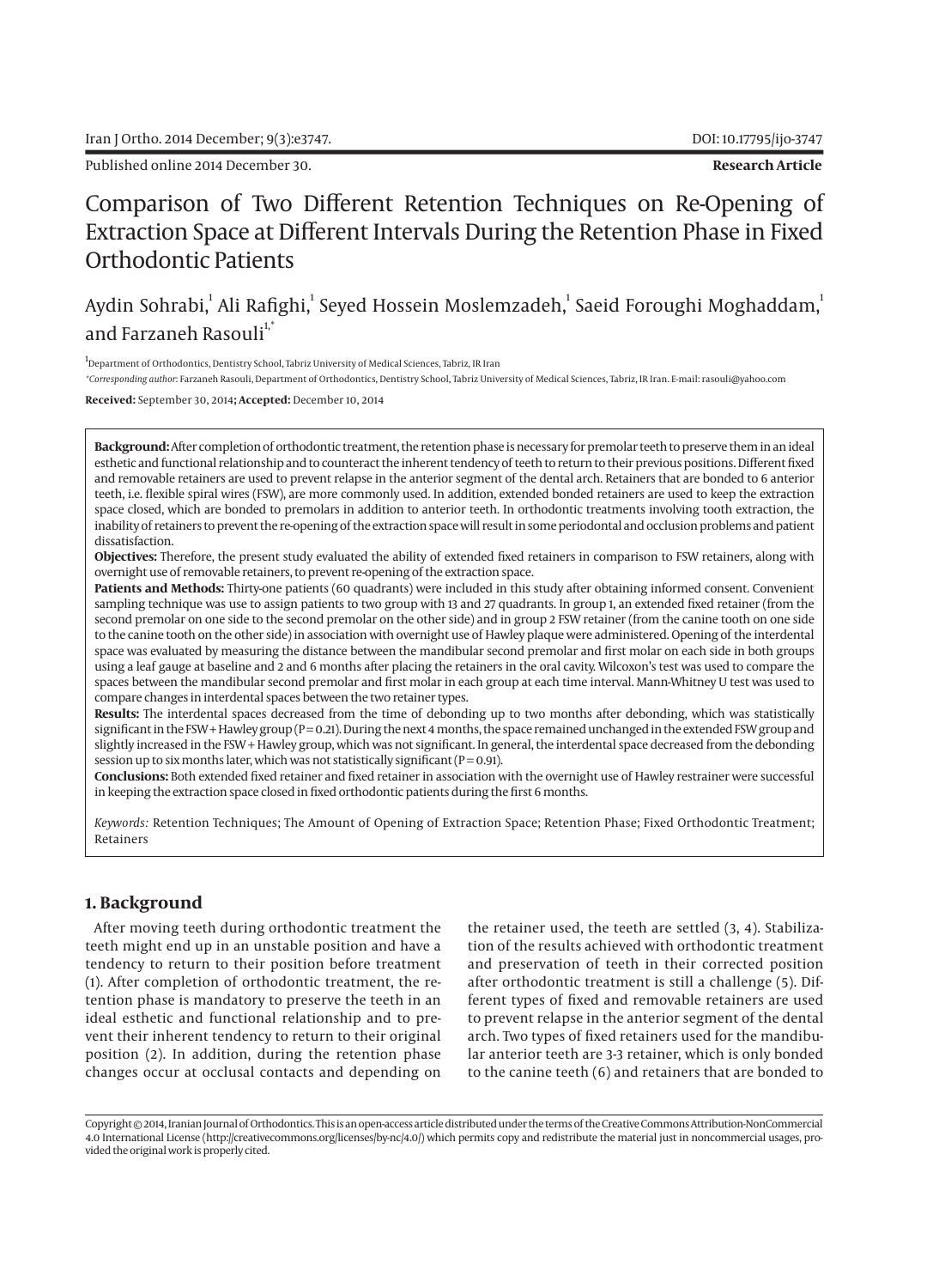Published online 2014 December 30.

**Research Article**

# Comparison of Two Different Retention Techniques on Re-Opening of Extraction Space at Different Intervals During the Retention Phase in Fixed Orthodontic Patients

Aydin Sohrabi,[1] Ali Rafighi,[1] Seyed Hossein Moslemzadeh,[1] Saeid Foroughi Moghaddam,[1] and Farzaneh Rasouli[1,*]

[1]Department of Orthodontics, Dentistry School, Tabriz University of Medical Sciences, Tabriz, IR Iran

*Corresponding author: Farzaneh Rasouli, Department of Orthodontics, Dentistry School, Tabriz University of Medical Sciences, Tabriz, IR Iran. E-mail: rasouli@yahoo.com

**Received:** September 30, 2014; **Accepted:** December 10, 2014

**Background:** After completion of orthodontic treatment, the retention phase is necessary for premolar teeth to preserve them in an ideal esthetic and functional relationship and to counteract the inherent tendency of teeth to return to their previous positions. Different fixed and removable retainers are used to prevent relapse in the anterior segment of the dental arch. Retainers that are bonded to 6 anterior teeth, i.e. flexible spiral wires (FSW), are more commonly used. In addition, extended bonded retainers are used to keep the extraction space closed, which are bonded to premolars in addition to anterior teeth. In orthodontic treatments involving tooth extraction, the inability of retainers to prevent the re-opening of the extraction space will result in some periodontal and occlusion problems and patient dissatisfaction.

**Objectives:** Therefore, the present study evaluated the ability of extended fixed retainers in comparison to FSW retainers, along with overnight use of removable retainers, to prevent re-opening of the extraction space.

**Patients and Methods:** Thirty-one patients (60 quadrants) were included in this study after obtaining informed consent. Convenient sampling technique was use to assign patients to two group with 13 and 27 quadrants. In group 1, an extended fixed retainer (from the second premolar on one side to the second premolar on the other side) and in group 2 FSW retainer (from the canine tooth on one side to the canine tooth on the other side) in association with overnight use of Hawley plaque were administered. Opening of the interdental space was evaluated by measuring the distance between the mandibular second premolar and first molar on each side in both groups using a leaf gauge at baseline and 2 and 6 months after placing the retainers in the oral cavity. Wilcoxon's test was used to compare the spaces between the mandibular second premolar and first molar in each group at each time interval. Mann-Whitney U test was used to compare changes in interdental spaces between the two retainer types.

**Results:** The interdental spaces decreased from the time of debonding up to two months after debonding, which was statistically significant in the FSW + Hawley group ($P = 0.21$). During the next 4 months, the space remained unchanged in the extended FSW group and slightly increased in the FSW + Hawley group, which was not significant. In general, the interdental space decreased from the debonding session up to six months later, which was not statistically significant ($P = 0.91$).

**Conclusions:** Both extended fixed retainer and fixed retainer in association with the overnight use of Hawley restrainer were successful in keeping the extraction space closed in fixed orthodontic patients during the first 6 months.

*Keywords:* Retention Techniques; The Amount of Opening of Extraction Space; Retention Phase; Fixed Orthodontic Treatment; Retainers

## 1. Background

After moving teeth during orthodontic treatment the teeth might end up in an unstable position and have a tendency to return to their position before treatment (1). After completion of orthodontic treatment, the retention phase is mandatory to preserve the teeth in an ideal esthetic and functional relationship and to prevent their inherent tendency to return to their original position (2). In addition, during the retention phase changes occur at occlusal contacts and depending on the retainer used, the teeth are settled (3, 4). Stabilization of the results achieved with orthodontic treatment and preservation of teeth in their corrected position after orthodontic treatment is still a challenge (5). Different types of fixed and removable retainers are used to prevent relapse in the anterior segment of the dental arch. Two types of fixed retainers used for the mandibular anterior teeth are 3-3 retainer, which is only bonded to the canine teeth (6) and retainers that are bonded to

Copyright © 2014, Iranian Journal of Orthodontics. This is an open-access article distributed under the terms of the Creative Commons Attribution-NonCommercial 4.0 International License (http://creativecommons.org/licenses/by-nc/4.0/) which permits copy and redistribute the material just in noncommercial usages, provided the original work is properly cited.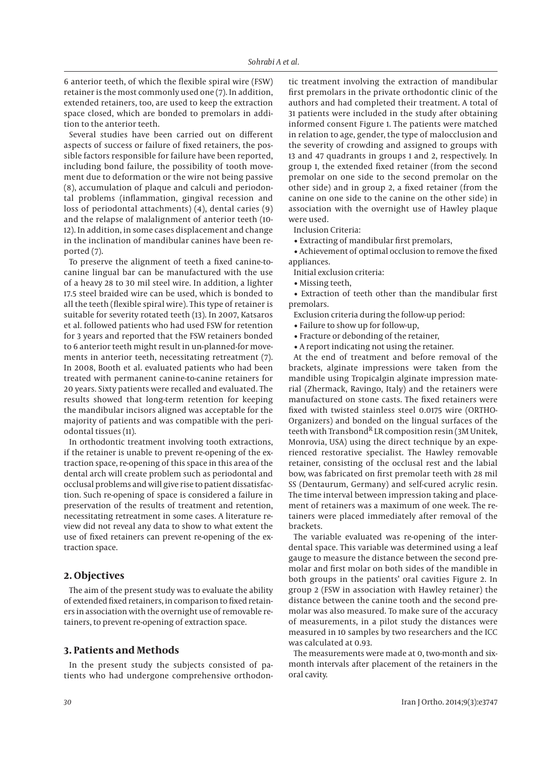6 anterior teeth, of which the flexible spiral wire (FSW) retainer is the most commonly used one (7). In addition, extended retainers, too, are used to keep the extraction space closed, which are bonded to premolars in addition to the anterior teeth.

Several studies have been carried out on different aspects of success or failure of fixed retainers, the possible factors responsible for failure have been reported, including bond failure, the possibility of tooth movement due to deformation or the wire not being passive (8), accumulation of plaque and calculi and periodontal problems (inflammation, gingival recession and loss of periodontal attachments) (4), dental caries (9) and the relapse of malalignment of anterior teeth (10-12). In addition, in some cases displacement and change in the inclination of mandibular canines have been reported (7).

To preserve the alignment of teeth a fixed canine-to-canine lingual bar can be manufactured with the use of a heavy 28 to 30 mil steel wire. In addition, a lighter 17.5 steel braided wire can be used, which is bonded to all the teeth (flexible spiral wire). This type of retainer is suitable for severity rotated teeth (13). In 2007, Katsaros et al. followed patients who had used FSW for retention for 3 years and reported that the FSW retainers bonded to 6 anterior teeth might result in un-planned-for movements in anterior teeth, necessitating retreatment (7). In 2008, Booth et al. evaluated patients who had been treated with permanent canine-to-canine retainers for 20 years. Sixty patients were recalled and evaluated. The results showed that long-term retention for keeping the mandibular incisors aligned was acceptable for the majority of patients and was compatible with the periodontal tissues (11).

In orthodontic treatment involving tooth extractions, if the retainer is unable to prevent re-opening of the extraction space, re-opening of this space in this area of the dental arch will create problem such as periodontal and occlusal problems and will give rise to patient dissatisfaction. Such re-opening of space is considered a failure in preservation of the results of treatment and retention, necessitating retreatment in some cases. A literature review did not reveal any data to show to what extent the use of fixed retainers can prevent re-opening of the extraction space.

## 2. Objectives

The aim of the present study was to evaluate the ability of extended fixed retainers, in comparison to fixed retainers in association with the overnight use of removable retainers, to prevent re-opening of extraction space.

## 3. Patients and Methods

In the present study the subjects consisted of patients who had undergone comprehensive orthodontic treatment involving the extraction of mandibular first premolars in the private orthodontic clinic of the authors and had completed their treatment. A total of 31 patients were included in the study after obtaining informed consent Figure 1. The patients were matched in relation to age, gender, the type of malocclusion and the severity of crowding and assigned to groups with 13 and 47 quadrants in groups 1 and 2, respectively. In group 1, the extended fixed retainer (from the second premolar on one side to the second premolar on the other side) and in group 2, a fixed retainer (from the canine on one side to the canine on the other side) in association with the overnight use of Hawley plaque were used.

Inclusion Criteria:

- Extracting of mandibular first premolars,
- Achievement of optimal occlusion to remove the fixed appliances.

Initial exclusion criteria:

- Missing teeth,
- Extraction of teeth other than the mandibular first premolars.

Exclusion criteria during the follow-up period:

- Failure to show up for follow-up,
- Fracture or debonding of the retainer,
- A report indicating not using the retainer.

At the end of treatment and before removal of the brackets, alginate impressions were taken from the mandible using Tropicalgin alginate impression material (Zhermack, Ravingo, Italy) and the retainers were manufactured on stone casts. The fixed retainers were fixed with twisted stainless steel 0.0175 wire (ORTHO-Organizers) and bonded on the lingual surfaces of the teeth with Transbond$^{R}$ LR composition resin (3M Unitek, Monrovia, USA) using the direct technique by an experienced restorative specialist. The Hawley removable retainer, consisting of the occlusal rest and the labial bow, was fabricated on first premolar teeth with 28 mil SS (Dentaurum, Germany) and self-cured acrylic resin. The time interval between impression taking and placement of retainers was a maximum of one week. The retainers were placed immediately after removal of the brackets.

The variable evaluated was re-opening of the interdental space. This variable was determined using a leaf gauge to measure the distance between the second premolar and first molar on both sides of the mandible in both groups in the patients' oral cavities Figure 2. In group 2 (FSW in association with Hawley retainer) the distance between the canine tooth and the second premolar was also measured. To make sure of the accuracy of measurements, in a pilot study the distances were measured in 10 samples by two researchers and the ICC was calculated at 0.93.

The measurements were made at 0, two-month and six-month intervals after placement of the retainers in the oral cavity.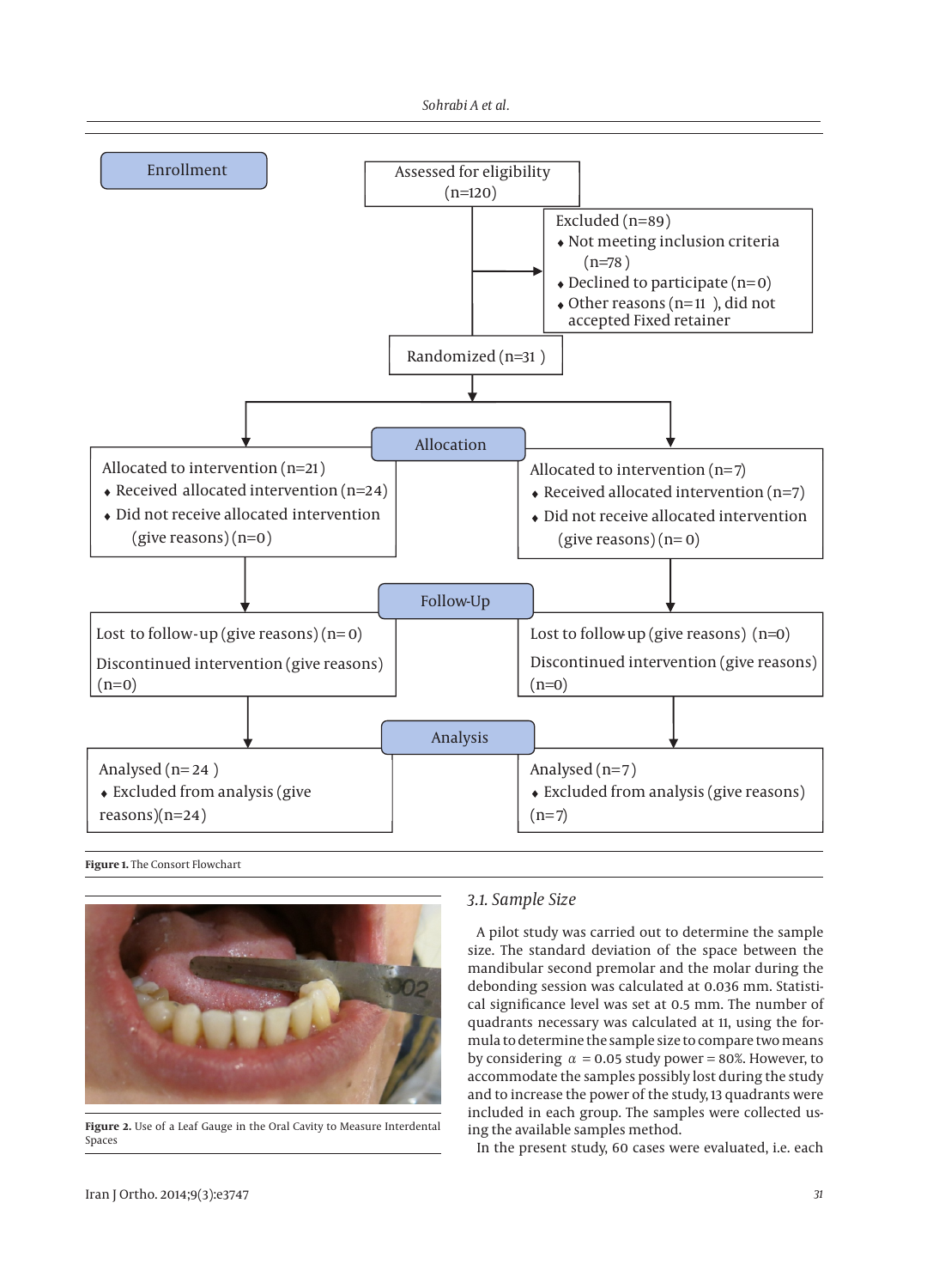Enrollment

Assessed for eligibility (n=120)

Excluded (n=89)
- Not meeting inclusion criteria (n=78 )
- Declined to participate (n=0)
- Other reasons (n=11 ), did not accepted Fixed retainer

Randomized (n=31 )

Allocation

Allocated to intervention (n=21)
- Received allocated intervention (n=24)
- Did not receive allocated intervention (give reasons) (n=0)

Allocated to intervention (n=7)
- Received allocated intervention (n=7)
- Did not receive allocated intervention (give reasons) (n= 0)

Follow-Up

Lost to follow-up (give reasons) (n= 0)

Discontinued intervention (give reasons) (n=0)

Lost to follow up (give reasons) (n=0)

Discontinued intervention (give reasons) (n=0)

Analysis

Analysed (n= 24 )
- Excluded from analysis (give reasons)(n=24)

Analysed (n=7)
- Excluded from analysis (give reasons) (n=7)

**Figure 1.** The Consort Flowchart

**Figure 2.** Use of a Leaf Gauge in the Oral Cavity to Measure Interdental Spaces

### 3.1. Sample Size

A pilot study was carried out to determine the sample size. The standard deviation of the space between the mandibular second premolar and the molar during the debonding session was calculated at 0.036 mm. Statistical significance level was set at 0.5 mm. The number of quadrants necessary was calculated at 11, using the formula to determine the sample size to compare two means by considering $\alpha$ = 0.05 study power = 80%. However, to accommodate the samples possibly lost during the study and to increase the power of the study, 13 quadrants were included in each group. The samples were collected using the available samples method.

In the present study, 60 cases were evaluated, i.e. each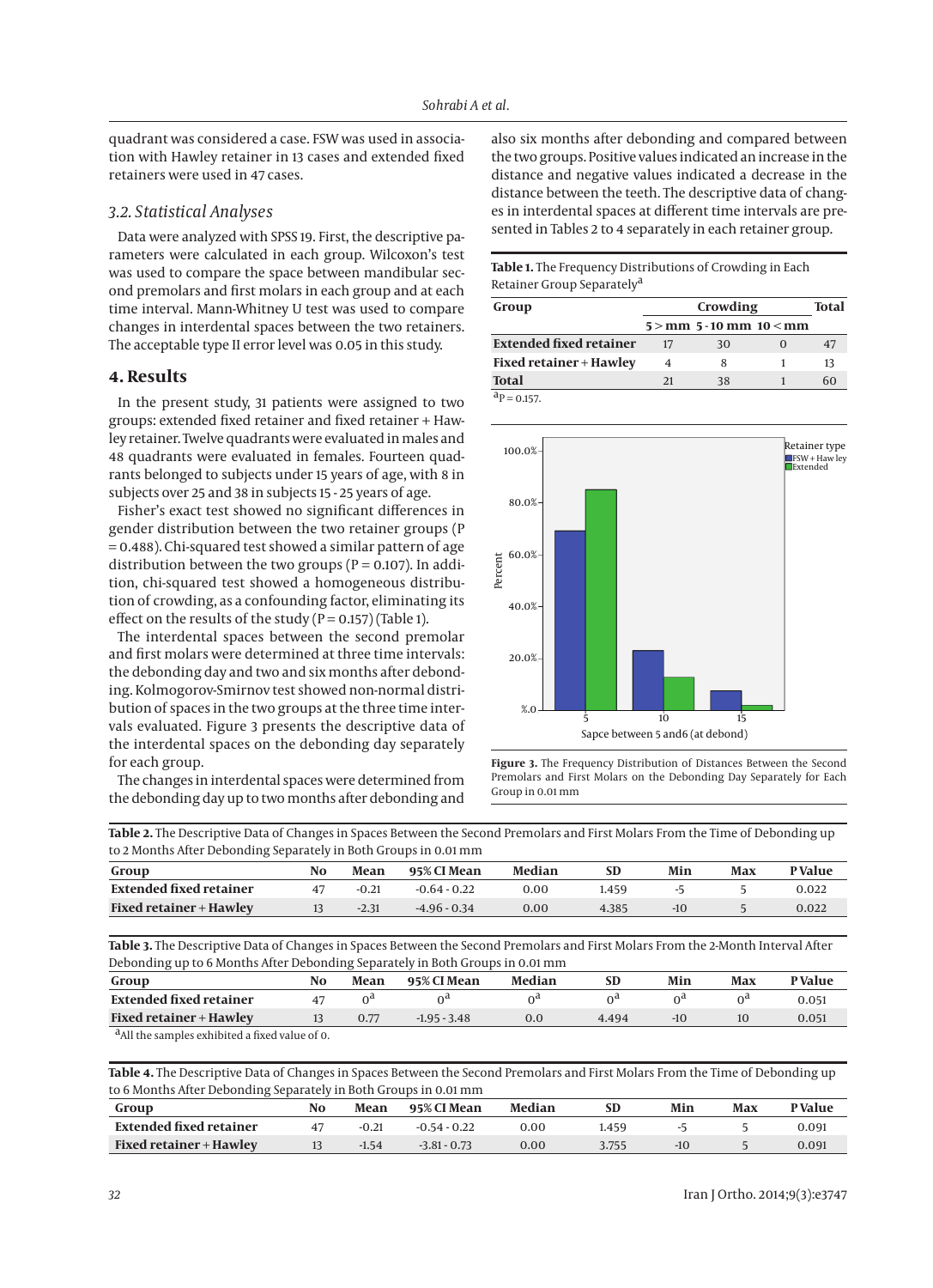quadrant was considered a case. FSW was used in association with Hawley retainer in 13 cases and extended fixed retainers were used in 47 cases.

### 3.2. Statistical Analyses

Data were analyzed with SPSS 19. First, the descriptive parameters were calculated in each group. Wilcoxon's test was used to compare the space between mandibular second premolars and first molars in each group and at each time interval. Mann-Whitney U test was used to compare changes in interdental spaces between the two retainers. The acceptable type II error level was 0.05 in this study.

## 4. Results

In the present study, 31 patients were assigned to two groups: extended fixed retainer and fixed retainer + Hawley retainer. Twelve quadrants were evaluated in males and 48 quadrants were evaluated in females. Fourteen quadrants belonged to subjects under 15 years of age, with 8 in subjects over 25 and 38 in subjects 15 - 25 years of age.

Fisher's exact test showed no significant differences in gender distribution between the two retainer groups (P = 0.488). Chi-squared test showed a similar pattern of age distribution between the two groups (P = 0.107). In addition, chi-squared test showed a homogeneous distribution of crowding, as a confounding factor, eliminating its effect on the results of the study (P = 0.157) (Table 1).

The interdental spaces between the second premolar and first molars were determined at three time intervals: the debonding day and two and six months after debonding. Kolmogorov-Smirnov test showed non-normal distribution of spaces in the two groups at the three time intervals evaluated. Figure 3 presents the descriptive data of the interdental spaces on the debonding day separately for each group.

The changes in interdental spaces were determined from the debonding day up to two months after debonding and also six months after debonding and compared between the two groups. Positive values indicated an increase in the distance and negative values indicated a decrease in the distance between the teeth. The descriptive data of changes in interdental spaces at different time intervals are presented in Tables 2 to 4 separately in each retainer group.

**Table 1.** The Frequency Distributions of Crowding in Each Retainer Group Separately[a]

| Group | Crowding | | | Total |
|---|---|---|---|---|
| | 5 > mm | 5 - 10 mm | 10 < mm | |
| **Extended fixed retainer** | 17 | 30 | 0 | 47 |
| **Fixed retainer + Hawley** | 4 | 8 | 1 | 13 |
| **Total** | 21 | 38 | 1 | 60 |

[a] P = 0.157.

**Figure 3.** The Frequency Distribution of Distances Between the Second Premolars and First Molars on the Debonding Day Separately for Each Group in 0.01 mm

**Table 2.** The Descriptive Data of Changes in Spaces Between the Second Premolars and First Molars From the Time of Debonding up to 2 Months After Debonding Separately in Both Groups in 0.01 mm

| Group | No | Mean | 95% CI Mean | Median | SD | Min | Max | P Value |
|---|---|---|---|---|---|---|---|---|
| **Extended fixed retainer** | 47 | -0.21 | -0.64 - 0.22 | 0.00 | 1.459 | -5 | 5 | 0.022 |
| **Fixed retainer + Hawley** | 13 | -2.31 | -4.96 - 0.34 | 0.00 | 4.385 | -10 | 5 | 0.022 |

**Table 3.** The Descriptive Data of Changes in Spaces Between the Second Premolars and First Molars From the 2-Month Interval After Debonding up to 6 Months After Debonding Separately in Both Groups in 0.01 mm

| Group | No | Mean | 95% CI Mean | Median | SD | Min | Max | P Value |
|---|---|---|---|---|---|---|---|---|
| **Extended fixed retainer** | 47 | 0[a] | 0[a] | 0[a] | 0[a] | 0[a] | 0[a] | 0.051 |
| **Fixed retainer + Hawley** | 13 | 0.77 | -1.95 - 3.48 | 0.0 | 4.494 | -10 | 10 | 0.051 |

[a] All the samples exhibited a fixed value of 0.

**Table 4.** The Descriptive Data of Changes in Spaces Between the Second Premolars and First Molars From the Time of Debonding up to 6 Months After Debonding Separately in Both Groups in 0.01 mm

| Group | No | Mean | 95% CI Mean | Median | SD | Min | Max | P Value |
|---|---|---|---|---|---|---|---|---|
| **Extended fixed retainer** | 47 | -0.21 | -0.54 - 0.22 | 0.00 | 1.459 | -5 | 5 | 0.091 |
| **Fixed retainer + Hawley** | 13 | -1.54 | -3.81 - 0.73 | 0.00 | 3.755 | -10 | 5 | 0.091 |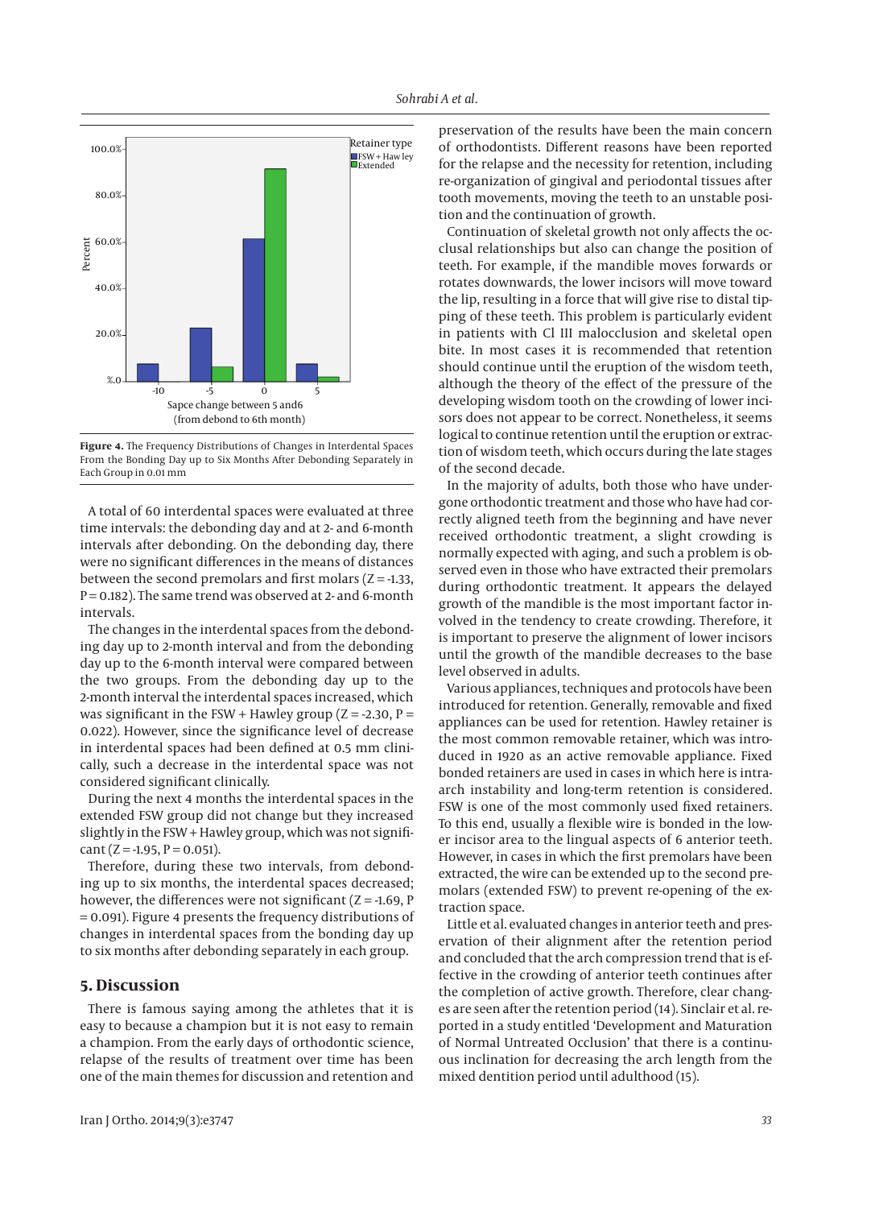**Figure 4.** The Frequency Distributions of Changes in Interdental Spaces From the Bonding Day up to Six Months After Debonding Separately in Each Group in 0.01 mm

A total of 60 interdental spaces were evaluated at three time intervals: the debonding day and at 2- and 6-month intervals after debonding. On the debonding day, there were no significant differences in the means of distances between the second premolars and first molars (Z = -1.33, P = 0.182). The same trend was observed at 2- and 6-month intervals.

The changes in the interdental spaces from the debonding day up to 2-month interval and from the debonding day up to the 6-month interval were compared between the two groups. From the debonding day up to the 2-month interval the interdental spaces increased, which was significant in the FSW + Hawley group (Z = -2.30, P = 0.022). However, since the significance level of decrease in interdental spaces had been defined at 0.5 mm clinically, such a decrease in the interdental space was not considered significant clinically.

During the next 4 months the interdental spaces in the extended FSW group did not change but they increased slightly in the FSW + Hawley group, which was not significant (Z = -1.95, P = 0.051).

Therefore, during these two intervals, from debonding up to six months, the interdental spaces decreased; however, the differences were not significant (Z = -1.69, P = 0.091). Figure 4 presents the frequency distributions of changes in interdental spaces from the bonding day up to six months after debonding separately in each group.

## 5. Discussion

There is famous saying among the athletes that it is easy to because a champion but it is not easy to remain a champion. From the early days of orthodontic science, relapse of the results of treatment over time has been one of the main themes for discussion and retention and preservation of the results have been the main concern of orthodontists. Different reasons have been reported for the relapse and the necessity for retention, including re-organization of gingival and periodontal tissues after tooth movements, moving the teeth to an unstable position and the continuation of growth.

Continuation of skeletal growth not only affects the occlusal relationships but also can change the position of teeth. For example, if the mandible moves forwards or rotates downwards, the lower incisors will move toward the lip, resulting in a force that will give rise to distal tipping of these teeth. This problem is particularly evident in patients with Cl III malocclusion and skeletal open bite. In most cases it is recommended that retention should continue until the eruption of the wisdom teeth, although the theory of the effect of the pressure of the developing wisdom tooth on the crowding of lower incisors does not appear to be correct. Nonetheless, it seems logical to continue retention until the eruption or extraction of wisdom teeth, which occurs during the late stages of the second decade.

In the majority of adults, both those who have undergone orthodontic treatment and those who have had correctly aligned teeth from the beginning and have never received orthodontic treatment, a slight crowding is normally expected with aging, and such a problem is observed even in those who have extracted their premolars during orthodontic treatment. It appears the delayed growth of the mandible is the most important factor involved in the tendency to create crowding. Therefore, it is important to preserve the alignment of lower incisors until the growth of the mandible decreases to the base level observed in adults.

Various appliances, techniques and protocols have been introduced for retention. Generally, removable and fixed appliances can be used for retention. Hawley retainer is the most common removable retainer, which was introduced in 1920 as an active removable appliance. Fixed bonded retainers are used in cases in which here is intra-arch instability and long-term retention is considered. FSW is one of the most commonly used fixed retainers. To this end, usually a flexible wire is bonded in the lower incisor area to the lingual aspects of 6 anterior teeth. However, in cases in which the first premolars have been extracted, the wire can be extended up to the second premolars (extended FSW) to prevent re-opening of the extraction space.

Little et al. evaluated changes in anterior teeth and preservation of their alignment after the retention period and concluded that the arch compression trend that is effective in the crowding of anterior teeth continues after the completion of active growth. Therefore, clear changes are seen after the retention period (14). Sinclair et al. reported in a study entitled 'Development and Maturation of Normal Untreated Occlusion' that there is a continuous inclination for decreasing the arch length from the mixed dentition period until adulthood (15).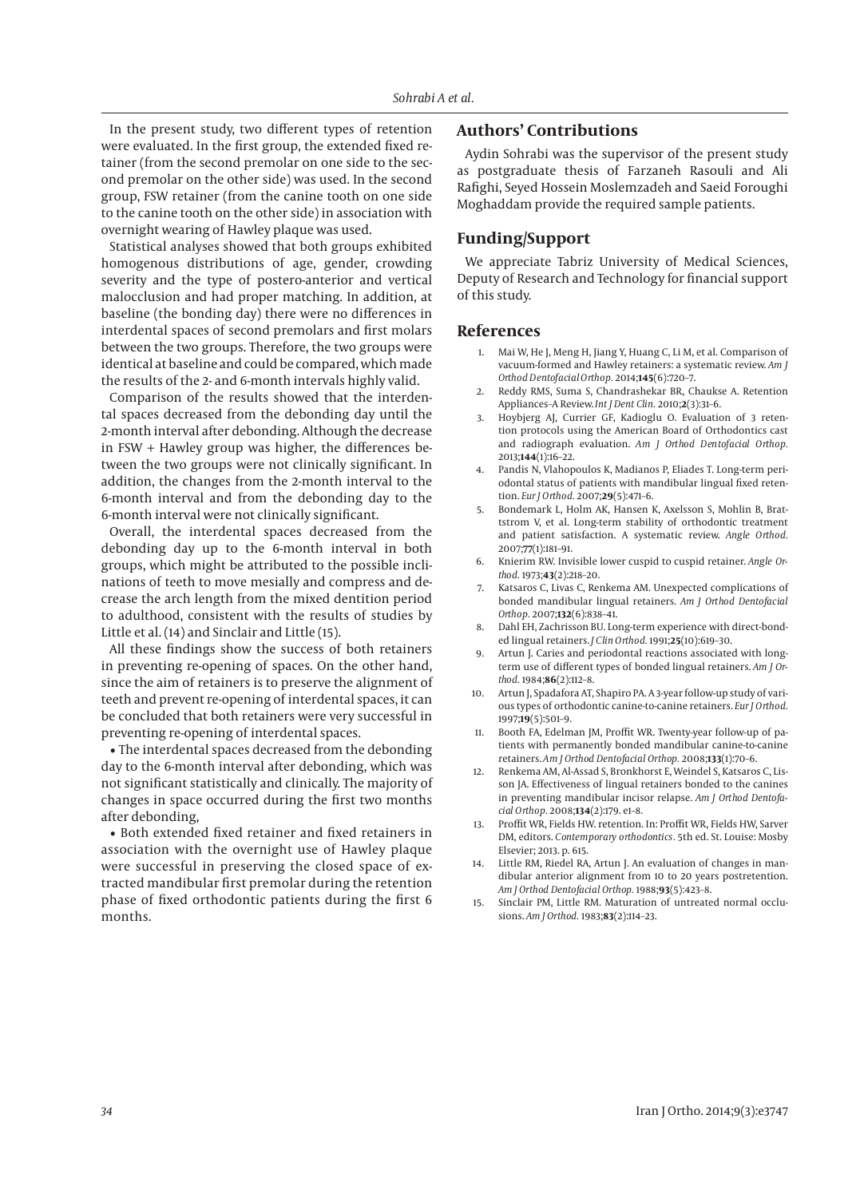In the present study, two different types of retention were evaluated. In the first group, the extended fixed retainer (from the second premolar on one side to the second premolar on the other side) was used. In the second group, FSW retainer (from the canine tooth on one side to the canine tooth on the other side) in association with overnight wearing of Hawley plaque was used.

Statistical analyses showed that both groups exhibited homogenous distributions of age, gender, crowding severity and the type of postero-anterior and vertical malocclusion and had proper matching. In addition, at baseline (the bonding day) there were no differences in interdental spaces of second premolars and first molars between the two groups. Therefore, the two groups were identical at baseline and could be compared, which made the results of the 2- and 6-month intervals highly valid.

Comparison of the results showed that the interdental spaces decreased from the debonding day until the 2-month interval after debonding. Although the decrease in FSW + Hawley group was higher, the differences between the two groups were not clinically significant. In addition, the changes from the 2-month interval to the 6-month interval and from the debonding day to the 6-month interval were not clinically significant.

Overall, the interdental spaces decreased from the debonding day up to the 6-month interval in both groups, which might be attributed to the possible inclinations of teeth to move mesially and compress and decrease the arch length from the mixed dentition period to adulthood, consistent with the results of studies by Little et al. (14) and Sinclair and Little (15).

All these findings show the success of both retainers in preventing re-opening of spaces. On the other hand, since the aim of retainers is to preserve the alignment of teeth and prevent re-opening of interdental spaces, it can be concluded that both retainers were very successful in preventing re-opening of interdental spaces.

- The interdental spaces decreased from the debonding day to the 6-month interval after debonding, which was not significant statistically and clinically. The majority of changes in space occurred during the first two months after debonding,
- Both extended fixed retainer and fixed retainers in association with the overnight use of Hawley plaque were successful in preserving the closed space of extracted mandibular first premolar during the retention phase of fixed orthodontic patients during the first 6 months.

## Authors' Contributions

Aydin Sohrabi was the supervisor of the present study as postgraduate thesis of Farzaneh Rasouli and Ali Rafighi, Seyed Hossein Moslemzadeh and Saeid Foroughi Moghaddam provide the required sample patients.

## Funding/Support

We appreciate Tabriz University of Medical Sciences, Deputy of Research and Technology for financial support of this study.

## References

1. Mai W, He J, Meng H, Jiang Y, Huang C, Li M, et al. Comparison of vacuum-formed and Hawley retainers: a systematic review. *Am J Orthod Dentofacial Orthop*. 2014;**145**(6):720–7.
2. Reddy RMS, Suma S, Chandrashekar BR, Chaukse A. Retention Appliances–A Review. *Int J Dent Clin*. 2010;**2**(3):31–6.
3. Hoybjerg AJ, Currier GF, Kadioglu O. Evaluation of 3 retention protocols using the American Board of Orthodontics cast and radiograph evaluation. *Am J Orthod Dentofacial Orthop*. 2013;**144**(1):16–22.
4. Pandis N, Vlahopoulos K, Madianos P, Eliades T. Long-term periodontal status of patients with mandibular lingual fixed retention. *Eur J Orthod*. 2007;**29**(5):471–6.
5. Bondemark L, Holm AK, Hansen K, Axelsson S, Mohlin B, Brattstrom V, et al. Long-term stability of orthodontic treatment and patient satisfaction. A systematic review. *Angle Orthod*. 2007;**77**(1):181–91.
6. Knierim RW. Invisible lower cuspid to cuspid retainer. *Angle Orthod*. 1973;**43**(2):218–20.
7. Katsaros C, Livas C, Renkema AM. Unexpected complications of bonded mandibular lingual retainers. *Am J Orthod Dentofacial Orthop*. 2007;**132**(6):838–41.
8. Dahl EH, Zachrisson BU. Long-term experience with direct-bonded lingual retainers. *J Clin Orthod*. 1991;**25**(10):619–30.
9. Artun J. Caries and periodontal reactions associated with long-term use of different types of bonded lingual retainers. *Am J Orthod*. 1984;**86**(2):112–8.
10. Artun J, Spadafora AT, Shapiro PA. A 3-year follow-up study of various types of orthodontic canine-to-canine retainers. *Eur J Orthod*. 1997;**19**(5):501–9.
11. Booth FA, Edelman JM, Proffit WR. Twenty-year follow-up of patients with permanently bonded mandibular canine-to-canine retainers. *Am J Orthod Dentofacial Orthop*. 2008;**133**(1):70–6.
12. Renkema AM, Al-Assad S, Bronkhorst E, Weindel S, Katsaros C, Lisson JA. Effectiveness of lingual retainers bonded to the canines in preventing mandibular incisor relapse. *Am J Orthod Dentofacial Orthop*. 2008;**134**(2):179. e1–8.
13. Proffit WR, Fields HW. retention. In: Proffit WR, Fields HW, Sarver DM, editors. *Contemporary orthodontics*. 5th ed. St. Louise: Mosby Elsevier; 2013. p. 615.
14. Little RM, Riedel RA, Artun J. An evaluation of changes in mandibular anterior alignment from 10 to 20 years postretention. *Am J Orthod Dentofacial Orthop*. 1988;**93**(5):423–8.
15. Sinclair PM, Little RM. Maturation of untreated normal occlusions. *Am J Orthod*. 1983;**83**(2):114–23.